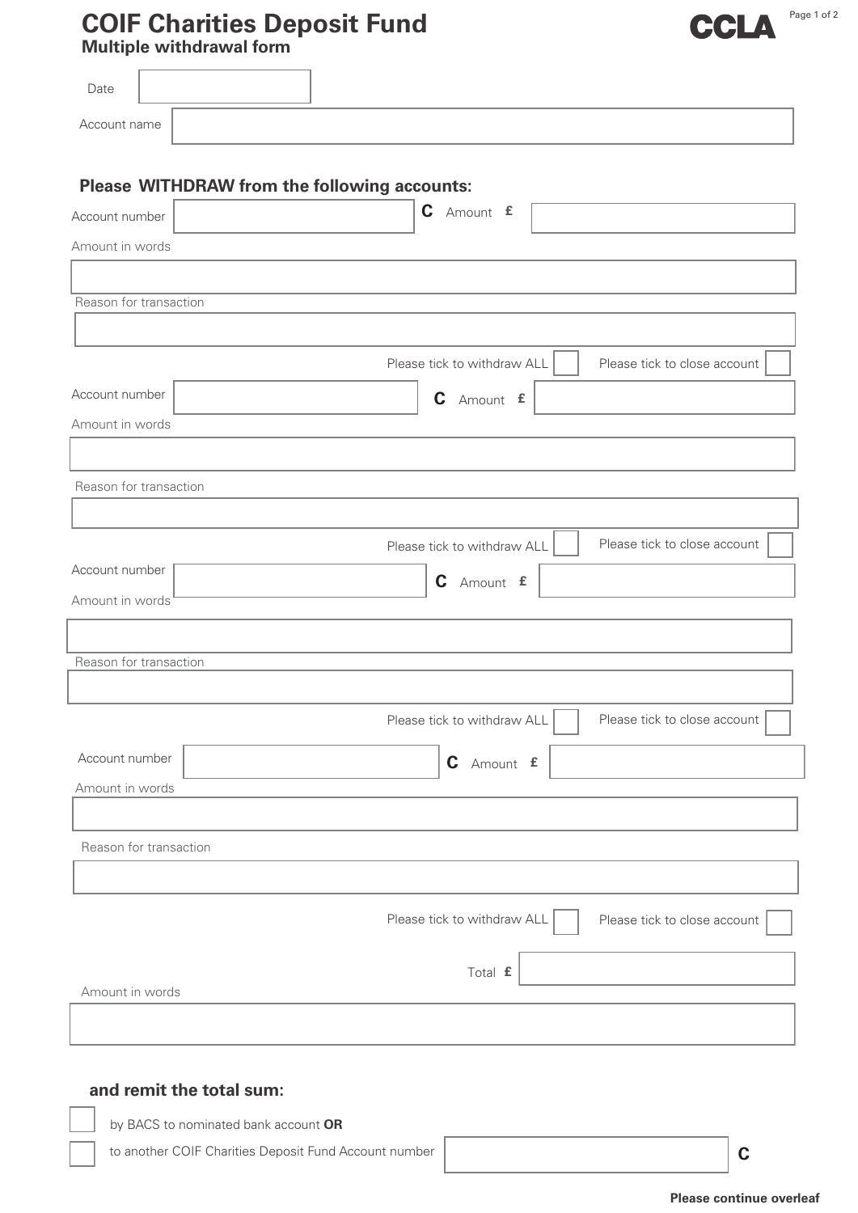# COIF Charities Deposit Fund

## Multiple withdrawal form

CCLA

Date

Account name

### Please WITHDRAW from the following accounts:

Account number C Amount £

Amount in words

Reason for transaction

Please tick to withdraw ALL ☐ Please tick to close account ☐

Account number C Amount £

Amount in words

Reason for transaction

Please tick to withdraw ALL ☐ Please tick to close account ☐

Account number C Amount £

Amount in words

Reason for transaction

Please tick to withdraw ALL ☐ Please tick to close account ☐

Account number C Amount £

Amount in words

Reason for transaction

Please tick to withdraw ALL ☐ Please tick to close account ☐

Total £

Amount in words

### and remit the total sum:

☐ by BACS to nominated bank account **OR**

☐ to another COIF Charities Deposit Fund Account number C

**Please continue overleaf**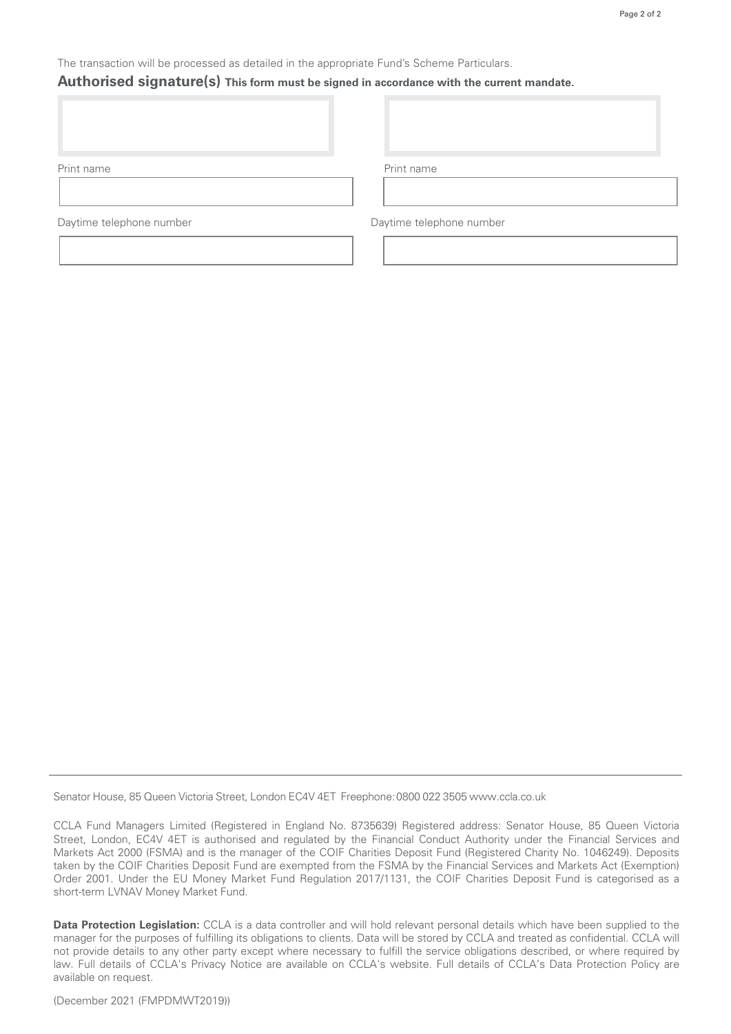The transaction will be processed as detailed in the appropriate Fund's Scheme Particulars.

## Authorised signature(s) **This form must be signed in accordance with the current mandate.**

Print name

Daytime telephone number

Print name

Daytime telephone number

Senator House, 85 Queen Victoria Street, London EC4V 4ET Freephone: 0800 022 3505 www.ccla.co.uk

CCLA Fund Managers Limited (Registered in England No. 8735639) Registered address: Senator House, 85 Queen Victoria Street, London, EC4V 4ET is authorised and regulated by the Financial Conduct Authority under the Financial Services and Markets Act 2000 (FSMA) and is the manager of the COIF Charities Deposit Fund (Registered Charity No. 1046249). Deposits taken by the COIF Charities Deposit Fund are exempted from the FSMA by the Financial Services and Markets Act (Exemption) Order 2001. Under the EU Money Market Fund Regulation 2017/1131, the COIF Charities Deposit Fund is categorised as a short-term LVNAV Money Market Fund.

**Data Protection Legislation:** CCLA is a data controller and will hold relevant personal details which have been supplied to the manager for the purposes of fulfilling its obligations to clients. Data will be stored by CCLA and treated as confidential. CCLA will not provide details to any other party except where necessary to fulfill the service obligations described, or where required by law. Full details of CCLA's Privacy Notice are available on CCLA's website. Full details of CCLA's Data Protection Policy are available on request.

(December 2021 (FMPDMWT2019))